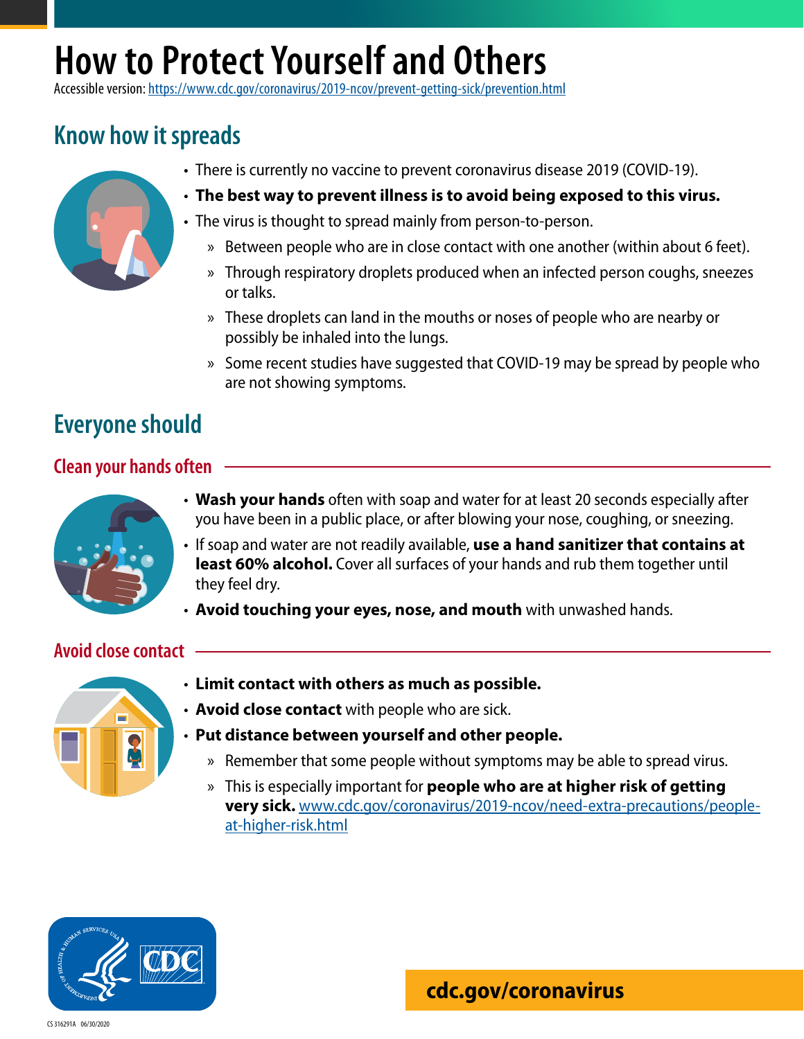# How to Protect Yourself and Others

Accessible version: https://www.cdc.gov/coronavirus/2019-ncov/prevent-getting-sick/prevention.html

## Know how it spreads

- There is currently no vaccine to prevent coronavirus disease 2019 (COVID-19).
- **The best way to prevent illness is to avoid being exposed to this virus.**
- The virus is thought to spread mainly from person-to-person.
  - Between people who are in close contact with one another (within about 6 feet).
  - Through respiratory droplets produced when an infected person coughs, sneezes or talks.
  - These droplets can land in the mouths or noses of people who are nearby or possibly be inhaled into the lungs.
  - Some recent studies have suggested that COVID-19 may be spread by people who are not showing symptoms.

## Everyone should

### Clean your hands often

- **Wash your hands** often with soap and water for at least 20 seconds especially after you have been in a public place, or after blowing your nose, coughing, or sneezing.
- If soap and water are not readily available, **use a hand sanitizer that contains at least 60% alcohol.** Cover all surfaces of your hands and rub them together until they feel dry.
- **Avoid touching your eyes, nose, and mouth** with unwashed hands.

### Avoid close contact

- **Limit contact with others as much as possible.**
- **Avoid close contact** with people who are sick.
- **Put distance between yourself and other people.**
  - Remember that some people without symptoms may be able to spread virus.
  - This is especially important for **people who are at higher risk of getting very sick.** www.cdc.gov/coronavirus/2019-ncov/need-extra-precautions/people-at-higher-risk.html

**cdc.gov/coronavirus**

CS 316291A 06/30/2020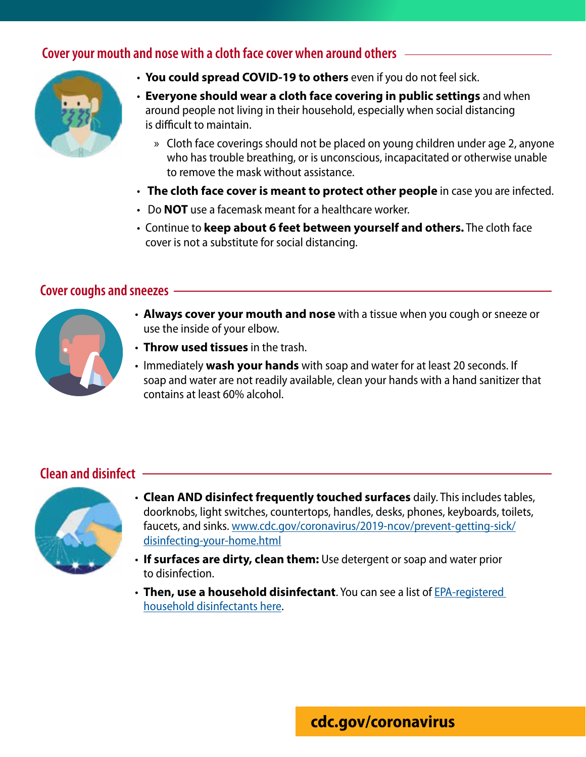## Cover your mouth and nose with a cloth face cover when around others

- **You could spread COVID-19 to others** even if you do not feel sick.
- **Everyone should wear a cloth face covering in public settings** and when around people not living in their household, especially when social distancing is difficult to maintain.
  - Cloth face coverings should not be placed on young children under age 2, anyone who has trouble breathing, or is unconscious, incapacitated or otherwise unable to remove the mask without assistance.
- **The cloth face cover is meant to protect other people** in case you are infected.
- Do **NOT** use a facemask meant for a healthcare worker.
- Continue to **keep about 6 feet between yourself and others.** The cloth face cover is not a substitute for social distancing.

## Cover coughs and sneezes

- **Always cover your mouth and nose** with a tissue when you cough or sneeze or use the inside of your elbow.
- **Throw used tissues** in the trash.
- Immediately **wash your hands** with soap and water for at least 20 seconds. If soap and water are not readily available, clean your hands with a hand sanitizer that contains at least 60% alcohol.

## Clean and disinfect

- **Clean AND disinfect frequently touched surfaces** daily. This includes tables, doorknobs, light switches, countertops, handles, desks, phones, keyboards, toilets, faucets, and sinks. [www.cdc.gov/coronavirus/2019-ncov/prevent-getting-sick/disinfecting-your-home.html](www.cdc.gov/coronavirus/2019-ncov/prevent-getting-sick/disinfecting-your-home.html)
- **If surfaces are dirty, clean them:** Use detergent or soap and water prior to disinfection.
- **Then, use a household disinfectant**. You can see a list of EPA-registered household disinfectants here.

**cdc.gov/coronavirus**